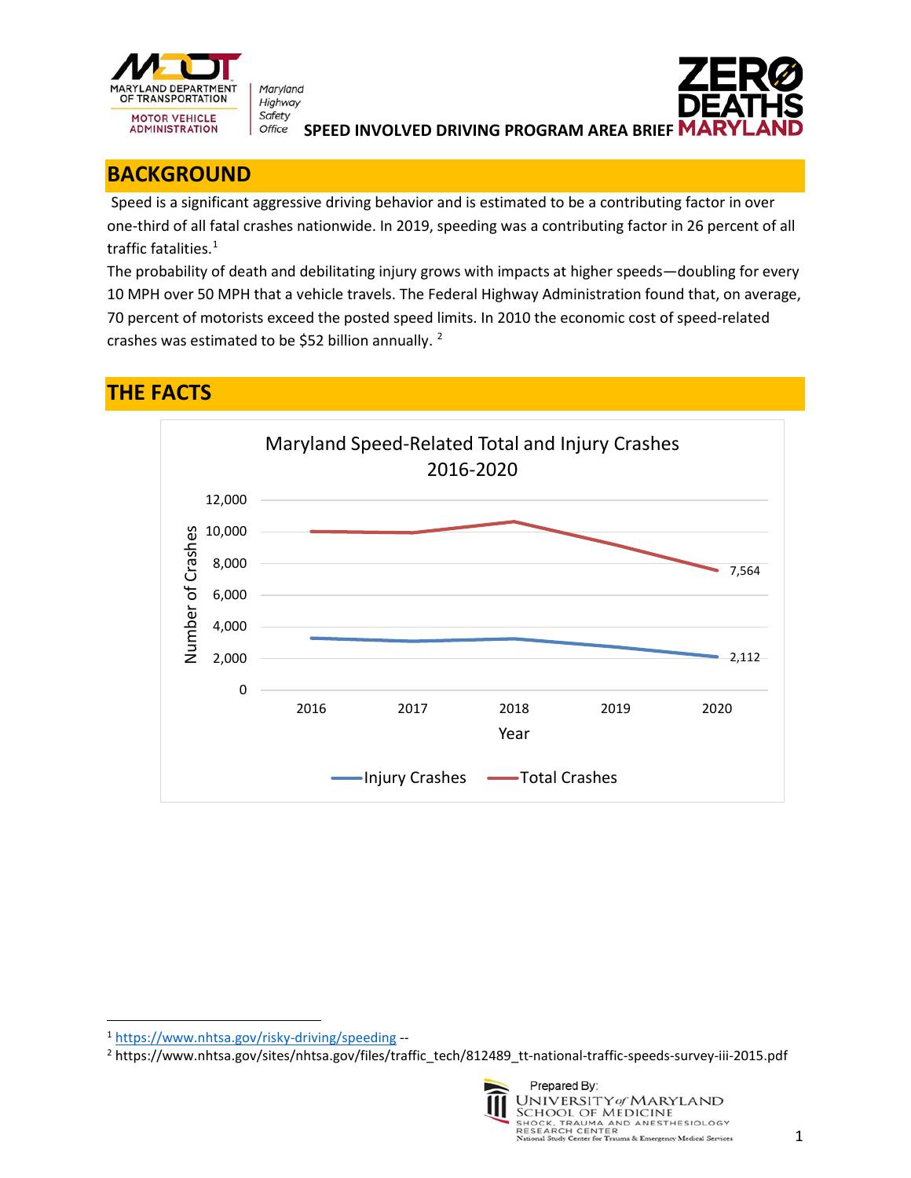MARYLAND DEPARTMENT OF TRANSPORTATION MOTOR VEHICLE ADMINISTRATION

Maryland Highway Safety Office

# SPEED INVOLVED DRIVING PROGRAM AREA BRIEF

ZERO DEATHS MARYLAND

## BACKGROUND

Speed is a significant aggressive driving behavior and is estimated to be a contributing factor in over one-third of all fatal crashes nationwide. In 2019, speeding was a contributing factor in 26 percent of all traffic fatalities.[1]

The probability of death and debilitating injury grows with impacts at higher speeds—doubling for every 10 MPH over 50 MPH that a vehicle travels. The Federal Highway Administration found that, on average, 70 percent of motorists exceed the posted speed limits. In 2010 the economic cost of speed-related crashes was estimated to be $52 billion annually.[2]

## THE FACTS

Maryland Speed-Related Total and Injury Crashes 2016-2020

| Year | Injury Crashes | Total Crashes |
|---|---|---|
| 2020 | 2,112 | 7,564 |

[1] https://www.nhtsa.gov/risky-driving/speeding --

[2] https://www.nhtsa.gov/sites/nhtsa.gov/files/traffic_tech/812489_tt-national-traffic-speeds-survey-iii-2015.pdf

Prepared By: University of Maryland School of Medicine Shock, Trauma and Anesthesiology Research Center National Study Center for Trauma & Emergency Medical Services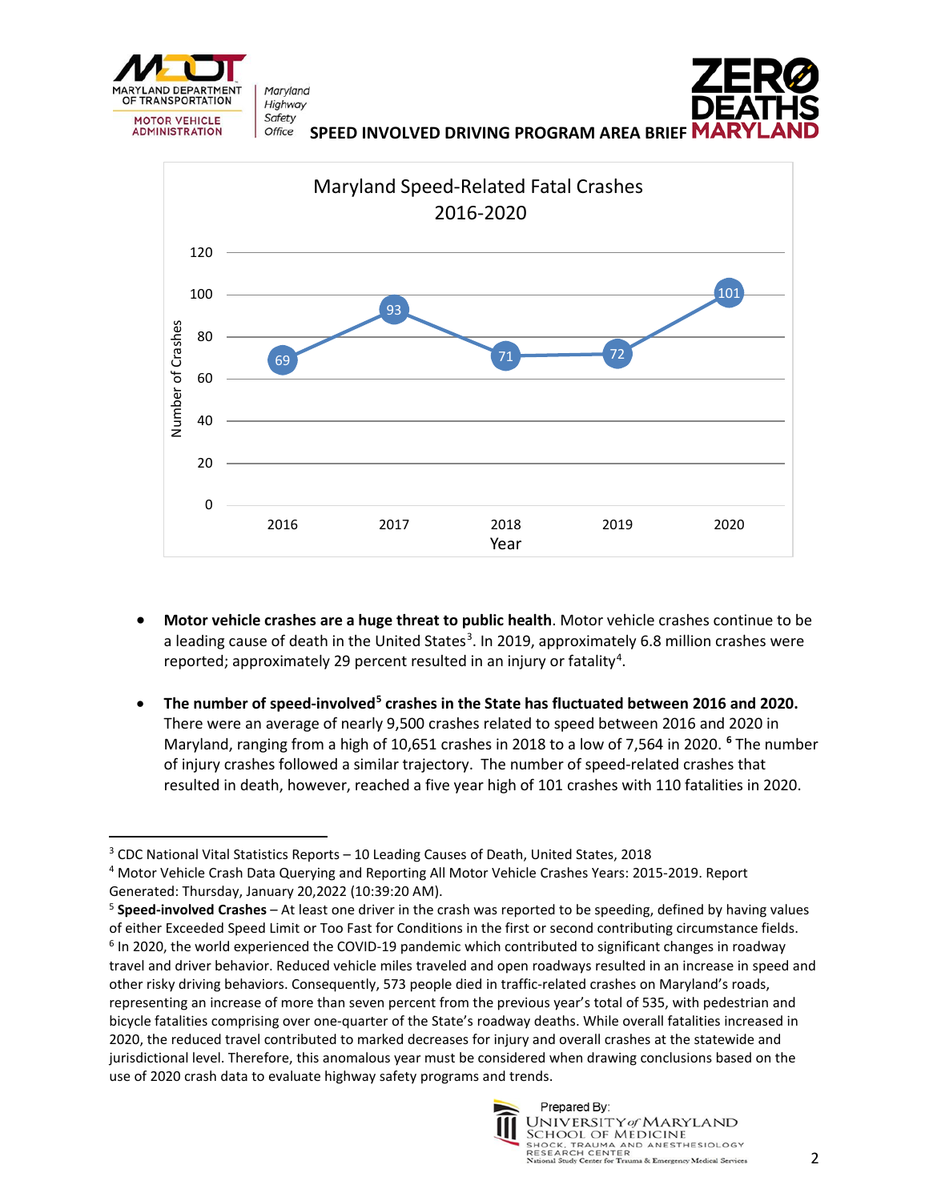## SPEED INVOLVED DRIVING PROGRAM AREA BRIEF

**Maryland Speed-Related Fatal Crashes 2016-2020**

| Year | Number of Crashes |
|---|---|
| 2016 | 69 |
| 2017 | 93 |
| 2018 | 71 |
| 2019 | 72 |
| 2020 | 101 |

- **Motor vehicle crashes are a huge threat to public health**. Motor vehicle crashes continue to be a leading cause of death in the United States[3]. In 2019, approximately 6.8 million crashes were reported; approximately 29 percent resulted in an injury or fatality[4].

- **The number of speed-involved[5] crashes in the State has fluctuated between 2016 and 2020.** There were an average of nearly 9,500 crashes related to speed between 2016 and 2020 in Maryland, ranging from a high of 10,651 crashes in 2018 to a low of 7,564 in 2020. [6] The number of injury crashes followed a similar trajectory. The number of speed-related crashes that resulted in death, however, reached a five year high of 101 crashes with 110 fatalities in 2020.

---

[3] CDC National Vital Statistics Reports – 10 Leading Causes of Death, United States, 2018

[4] Motor Vehicle Crash Data Querying and Reporting All Motor Vehicle Crashes Years: 2015-2019. Report Generated: Thursday, January 20,2022 (10:39:20 AM).

[5] **Speed-involved Crashes** – At least one driver in the crash was reported to be speeding, defined by having values of either Exceeded Speed Limit or Too Fast for Conditions in the first or second contributing circumstance fields.

[6] In 2020, the world experienced the COVID-19 pandemic which contributed to significant changes in roadway travel and driver behavior. Reduced vehicle miles traveled and open roadways resulted in an increase in speed and other risky driving behaviors. Consequently, 573 people died in traffic-related crashes on Maryland's roads, representing an increase of more than seven percent from the previous year's total of 535, with pedestrian and bicycle fatalities comprising over one-quarter of the State's roadway deaths. While overall fatalities increased in 2020, the reduced travel contributed to marked decreases for injury and overall crashes at the statewide and jurisdictional level. Therefore, this anomalous year must be considered when drawing conclusions based on the use of 2020 crash data to evaluate highway safety programs and trends.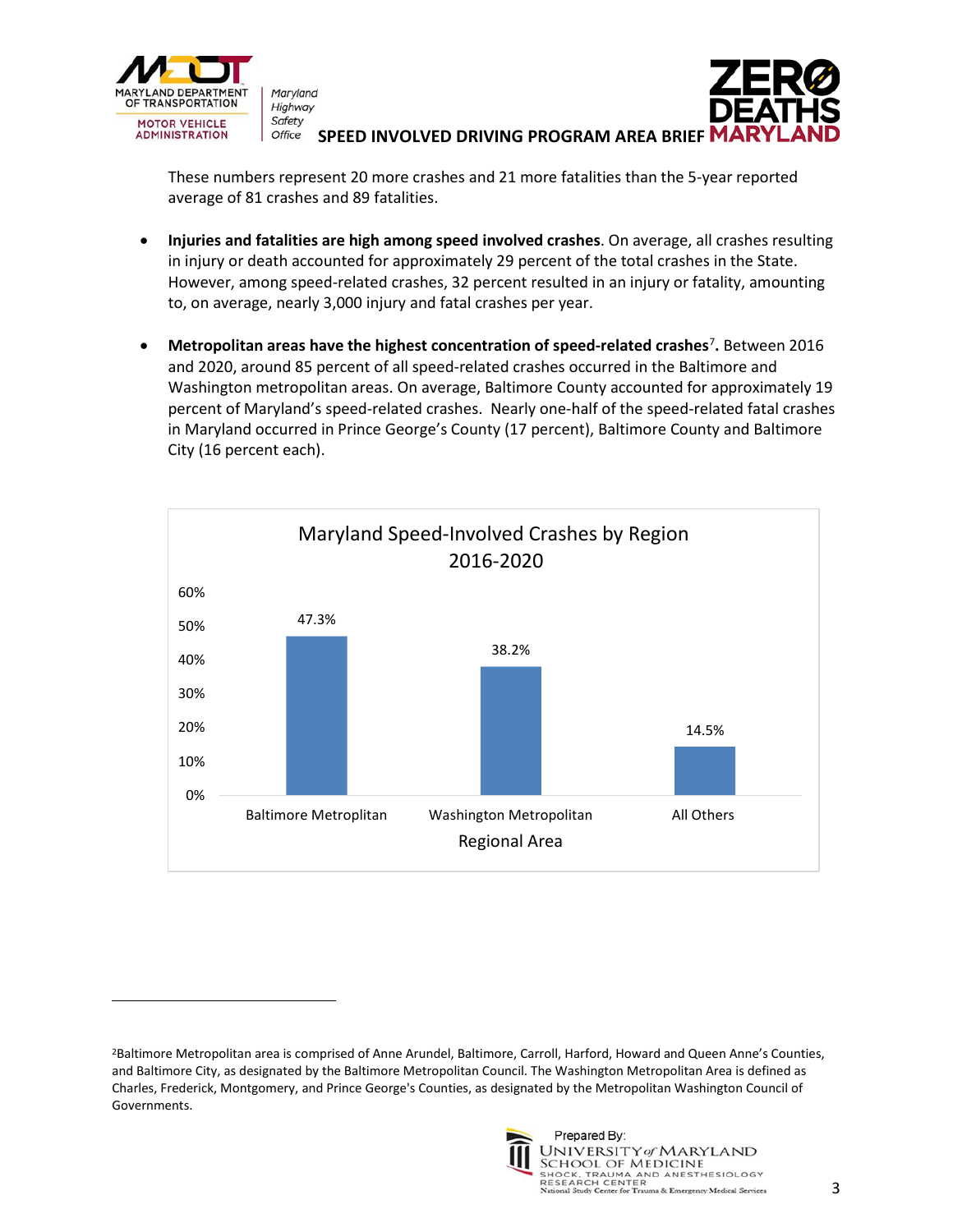These numbers represent 20 more crashes and 21 more fatalities than the 5-year reported average of 81 crashes and 89 fatalities.

- **Injuries and fatalities are high among speed involved crashes**. On average, all crashes resulting in injury or death accounted for approximately 29 percent of the total crashes in the State. However, among speed-related crashes, 32 percent resulted in an injury or fatality, amounting to, on average, nearly 3,000 injury and fatal crashes per year.

- **Metropolitan areas have the highest concentration of speed-related crashes**[7]**.** Between 2016 and 2020, around 85 percent of all speed-related crashes occurred in the Baltimore and Washington metropolitan areas. On average, Baltimore County accounted for approximately 19 percent of Maryland's speed-related crashes. Nearly one-half of the speed-related fatal crashes in Maryland occurred in Prince George's County (17 percent), Baltimore County and Baltimore City (16 percent each).

**Maryland Speed-Involved Crashes by Region 2016-2020**

| Regional Area | Percent |
|---|---|
| Baltimore Metroplitan | 47.3% |
| Washington Metropolitan | 38.2% |
| All Others | 14.5% |

[2]Baltimore Metropolitan area is comprised of Anne Arundel, Baltimore, Carroll, Harford, Howard and Queen Anne's Counties, and Baltimore City, as designated by the Baltimore Metropolitan Council. The Washington Metropolitan Area is defined as Charles, Frederick, Montgomery, and Prince George's Counties, as designated by the Metropolitan Washington Council of Governments.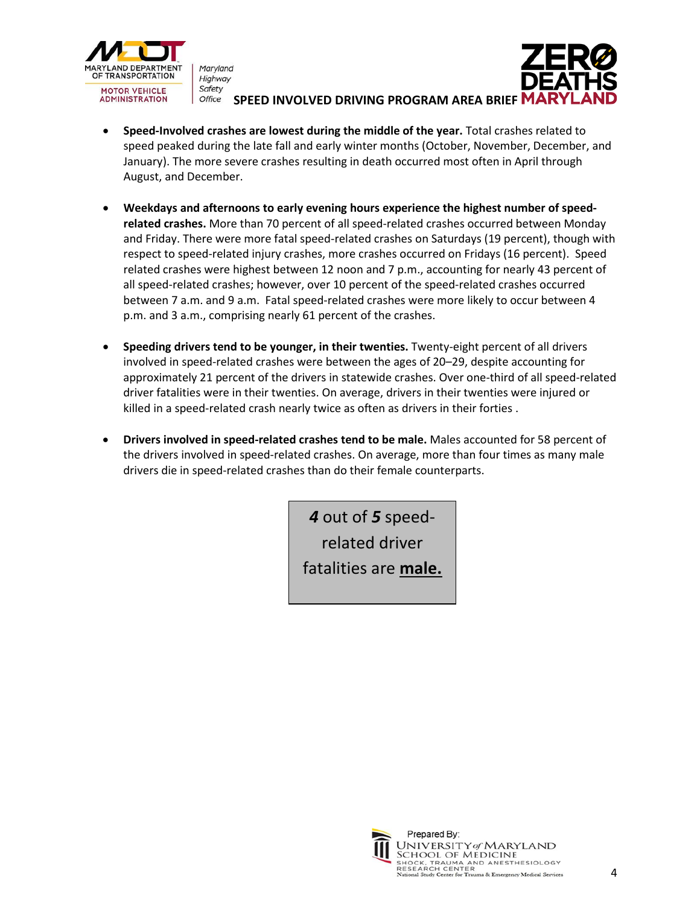- **Speed-Involved crashes are lowest during the middle of the year.** Total crashes related to speed peaked during the late fall and early winter months (October, November, December, and January). The more severe crashes resulting in death occurred most often in April through August, and December.

- **Weekdays and afternoons to early evening hours experience the highest number of speed-related crashes.** More than 70 percent of all speed-related crashes occurred between Monday and Friday. There were more fatal speed-related crashes on Saturdays (19 percent), though with respect to speed-related injury crashes, more crashes occurred on Fridays (16 percent). Speed related crashes were highest between 12 noon and 7 p.m., accounting for nearly 43 percent of all speed-related crashes; however, over 10 percent of the speed-related crashes occurred between 7 a.m. and 9 a.m. Fatal speed-related crashes were more likely to occur between 4 p.m. and 3 a.m., comprising nearly 61 percent of the crashes.

- **Speeding drivers tend to be younger, in their twenties.** Twenty-eight percent of all drivers involved in speed-related crashes were between the ages of 20–29, despite accounting for approximately 21 percent of the drivers in statewide crashes. Over one-third of all speed-related driver fatalities were in their twenties. On average, drivers in their twenties were injured or killed in a speed-related crash nearly twice as often as drivers in their forties .

- **Drivers involved in speed-related crashes tend to be male.** Males accounted for 58 percent of the drivers involved in speed-related crashes. On average, more than four times as many male drivers die in speed-related crashes than do their female counterparts.

***4*** out of ***5*** speed-related driver fatalities are **male.**